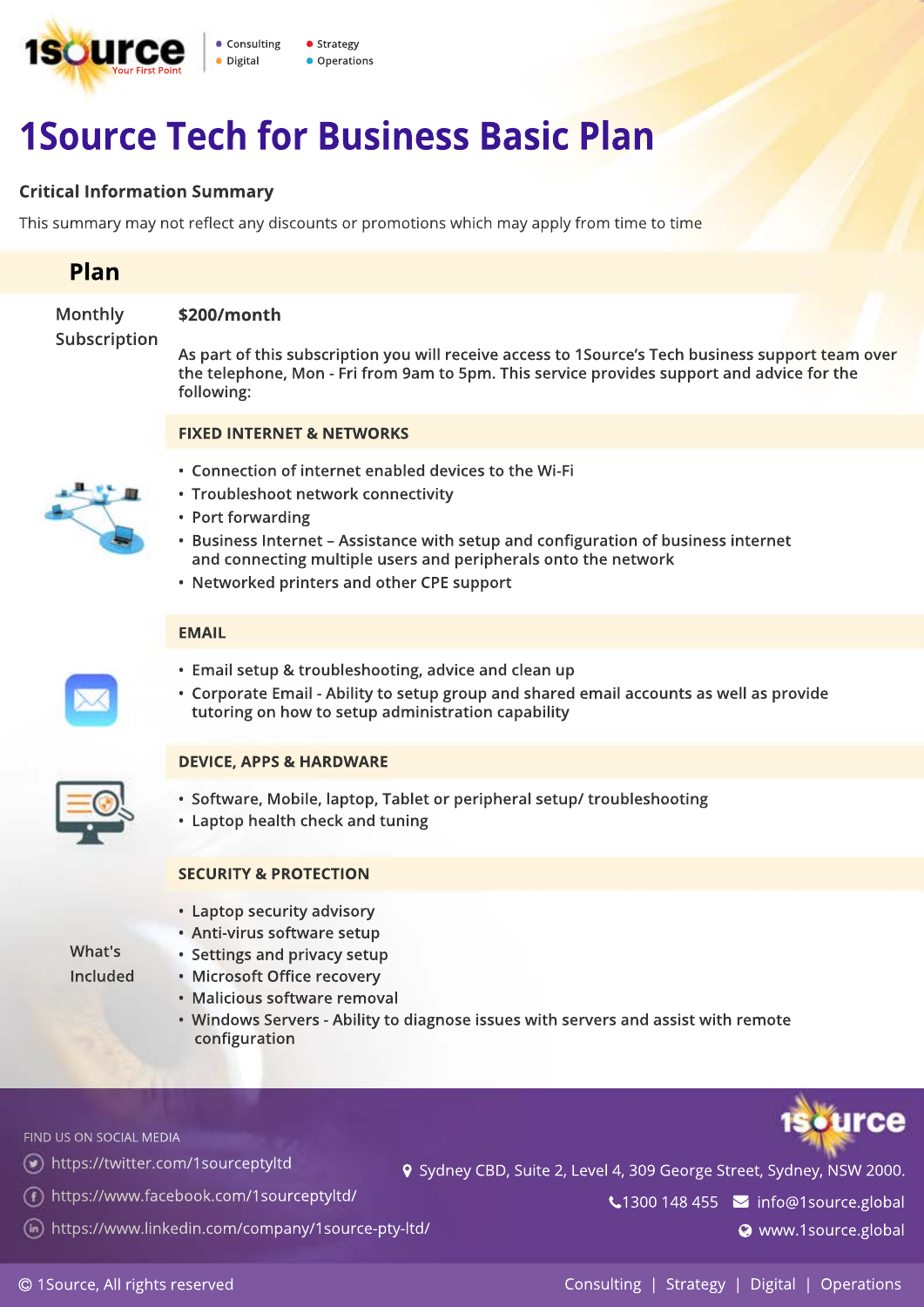1Source Your First Point

- Consulting
- Digital
- Strategy
- Operations

# 1Source Tech for Business Basic Plan

## Critical Information Summary

This summary may not reflect any discounts or promotions which may apply from time to time

## Plan

**Monthly Subscription**

**$200/month**

As part of this subscription you will receive access to 1Source's Tech business support team over the telephone, Mon - Fri from 9am to 5pm. This service provides support and advice for the following:

**What's Included**

### FIXED INTERNET & NETWORKS

- Connection of internet enabled devices to the Wi-Fi
- Troubleshoot network connectivity
- Port forwarding
- Business Internet – Assistance with setup and configuration of business internet and connecting multiple users and peripherals onto the network
- Networked printers and other CPE support

### EMAIL

- Email setup & troubleshooting, advice and clean up
- Corporate Email - Ability to setup group and shared email accounts as well as provide tutoring on how to setup administration capability

### DEVICE, APPS & HARDWARE

- Software, Mobile, laptop, Tablet or peripheral setup/ troubleshooting
- Laptop health check and tuning

### SECURITY & PROTECTION

- Laptop security advisory
- Anti-virus software setup
- Settings and privacy setup
- Microsoft Office recovery
- Malicious software removal
- Windows Servers - Ability to diagnose issues with servers and assist with remote configuration

FIND US ON SOCIAL MEDIA

- https://twitter.com/1sourceptyltd
- https://www.facebook.com/1sourceptyltd/
- https://www.linkedin.com/company/1source-pty-ltd/

Sydney CBD, Suite 2, Level 4, 309 George Street, Sydney, NSW 2000.

1300 148 455 | info@1source.global

www.1source.global

© 1Source, All rights reserved

Consulting | Strategy | Digital | Operations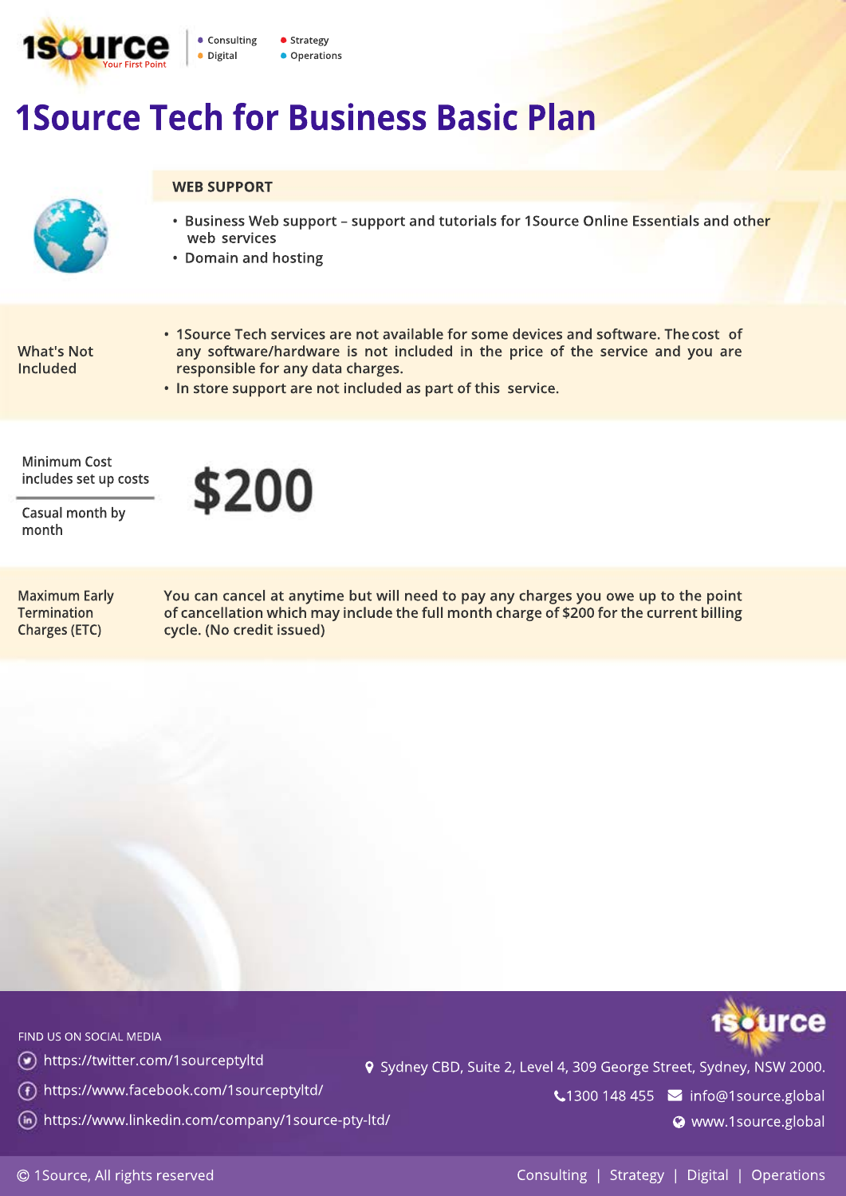1Source
Your First Point

- Consulting
- Digital
- Strategy
- Operations

# 1Source Tech for Business Basic Plan

## WEB SUPPORT

- Business Web support – support and tutorials for 1Source Online Essentials and other web services
- Domain and hosting

| | |
|---|---|
| What's Not Included | • 1Source Tech services are not available for some devices and software. The cost of any software/hardware is not included in the price of the service and you are responsible for any data charges.<br>• In store support are not included as part of this service. |
| Minimum Cost includes set up costs<br><br>Casual month by month | **$200** |
| Maximum Early Termination Charges (ETC) | You can cancel at anytime but will need to pay any charges you owe up to the point of cancellation which may include the full month charge of $200 for the current billing cycle. (No credit issued) |

FIND US ON SOCIAL MEDIA

https://twitter.com/1sourceptyltd

https://www.facebook.com/1sourceptyltd/

https://www.linkedin.com/company/1source-pty-ltd/

Sydney CBD, Suite 2, Level 4, 309 George Street, Sydney, NSW 2000.

1300 148 455 info@1source.global

www.1source.global

© 1Source, All rights reserved

Consulting | Strategy | Digital | Operations